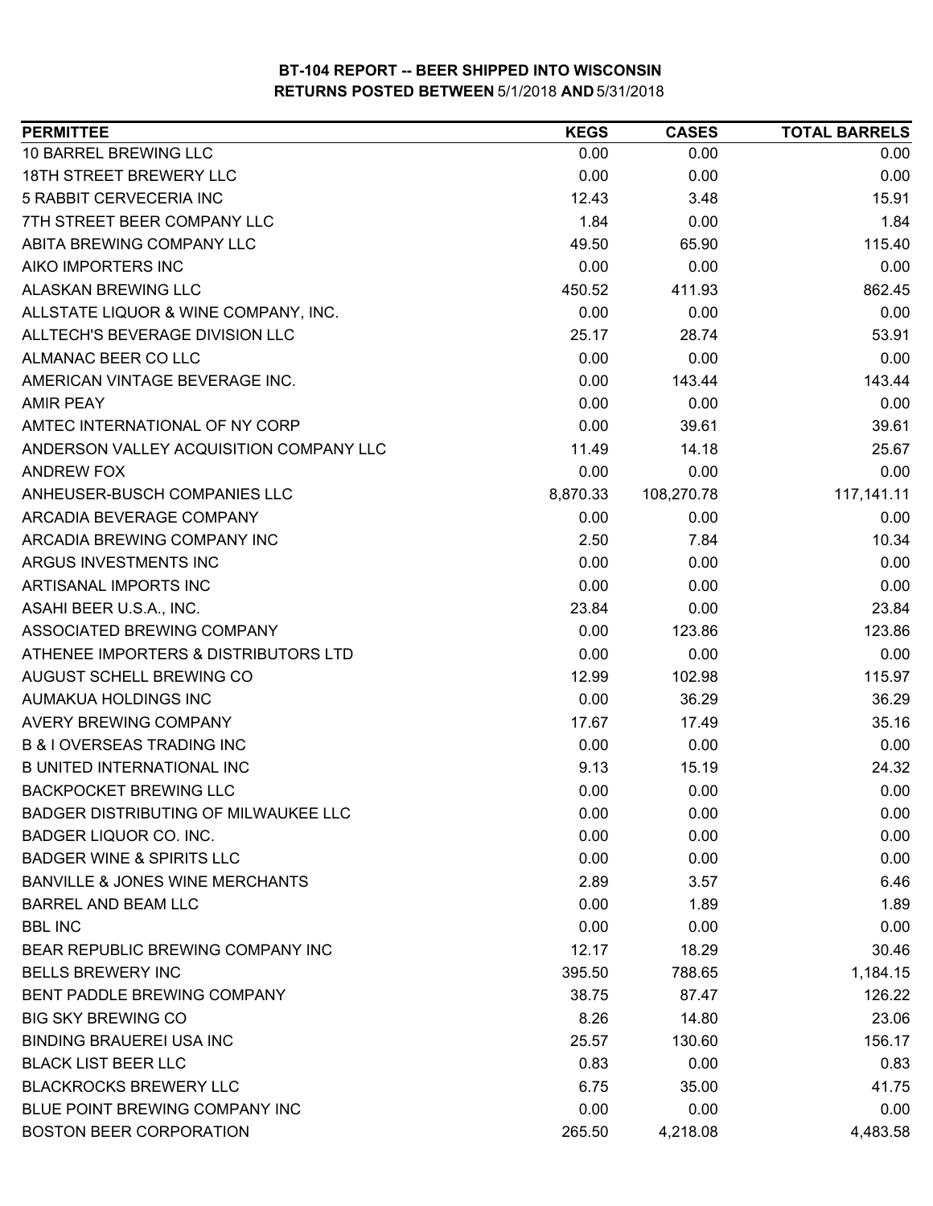# BT-104 REPORT -- BEER SHIPPED INTO WISCONSIN
## RETURNS POSTED BETWEEN 5/1/2018 AND 5/31/2018

| PERMITTEE | KEGS | CASES | TOTAL BARRELS |
|---|---|---|---|
| 10 BARREL BREWING LLC | 0.00 | 0.00 | 0.00 |
| 18TH STREET BREWERY LLC | 0.00 | 0.00 | 0.00 |
| 5 RABBIT CERVECERIA INC | 12.43 | 3.48 | 15.91 |
| 7TH STREET BEER COMPANY LLC | 1.84 | 0.00 | 1.84 |
| ABITA BREWING COMPANY LLC | 49.50 | 65.90 | 115.40 |
| AIKO IMPORTERS INC | 0.00 | 0.00 | 0.00 |
| ALASKAN BREWING LLC | 450.52 | 411.93 | 862.45 |
| ALLSTATE LIQUOR & WINE COMPANY, INC. | 0.00 | 0.00 | 0.00 |
| ALLTECH'S BEVERAGE DIVISION LLC | 25.17 | 28.74 | 53.91 |
| ALMANAC BEER CO LLC | 0.00 | 0.00 | 0.00 |
| AMERICAN VINTAGE BEVERAGE INC. | 0.00 | 143.44 | 143.44 |
| AMIR PEAY | 0.00 | 0.00 | 0.00 |
| AMTEC INTERNATIONAL OF NY CORP | 0.00 | 39.61 | 39.61 |
| ANDERSON VALLEY ACQUISITION COMPANY LLC | 11.49 | 14.18 | 25.67 |
| ANDREW FOX | 0.00 | 0.00 | 0.00 |
| ANHEUSER-BUSCH COMPANIES LLC | 8,870.33 | 108,270.78 | 117,141.11 |
| ARCADIA BEVERAGE COMPANY | 0.00 | 0.00 | 0.00 |
| ARCADIA BREWING COMPANY INC | 2.50 | 7.84 | 10.34 |
| ARGUS INVESTMENTS INC | 0.00 | 0.00 | 0.00 |
| ARTISANAL IMPORTS INC | 0.00 | 0.00 | 0.00 |
| ASAHI BEER U.S.A., INC. | 23.84 | 0.00 | 23.84 |
| ASSOCIATED BREWING COMPANY | 0.00 | 123.86 | 123.86 |
| ATHENEE IMPORTERS & DISTRIBUTORS LTD | 0.00 | 0.00 | 0.00 |
| AUGUST SCHELL BREWING CO | 12.99 | 102.98 | 115.97 |
| AUMAKUA HOLDINGS INC | 0.00 | 36.29 | 36.29 |
| AVERY BREWING COMPANY | 17.67 | 17.49 | 35.16 |
| B & I OVERSEAS TRADING INC | 0.00 | 0.00 | 0.00 |
| B UNITED INTERNATIONAL INC | 9.13 | 15.19 | 24.32 |
| BACKPOCKET BREWING LLC | 0.00 | 0.00 | 0.00 |
| BADGER DISTRIBUTING OF MILWAUKEE LLC | 0.00 | 0.00 | 0.00 |
| BADGER LIQUOR CO. INC. | 0.00 | 0.00 | 0.00 |
| BADGER WINE & SPIRITS LLC | 0.00 | 0.00 | 0.00 |
| BANVILLE & JONES WINE MERCHANTS | 2.89 | 3.57 | 6.46 |
| BARREL AND BEAM LLC | 0.00 | 1.89 | 1.89 |
| BBL INC | 0.00 | 0.00 | 0.00 |
| BEAR REPUBLIC BREWING COMPANY INC | 12.17 | 18.29 | 30.46 |
| BELLS BREWERY INC | 395.50 | 788.65 | 1,184.15 |
| BENT PADDLE BREWING COMPANY | 38.75 | 87.47 | 126.22 |
| BIG SKY BREWING CO | 8.26 | 14.80 | 23.06 |
| BINDING BRAUEREI USA INC | 25.57 | 130.60 | 156.17 |
| BLACK LIST BEER LLC | 0.83 | 0.00 | 0.83 |
| BLACKROCKS BREWERY LLC | 6.75 | 35.00 | 41.75 |
| BLUE POINT BREWING COMPANY INC | 0.00 | 0.00 | 0.00 |
| BOSTON BEER CORPORATION | 265.50 | 4,218.08 | 4,483.58 |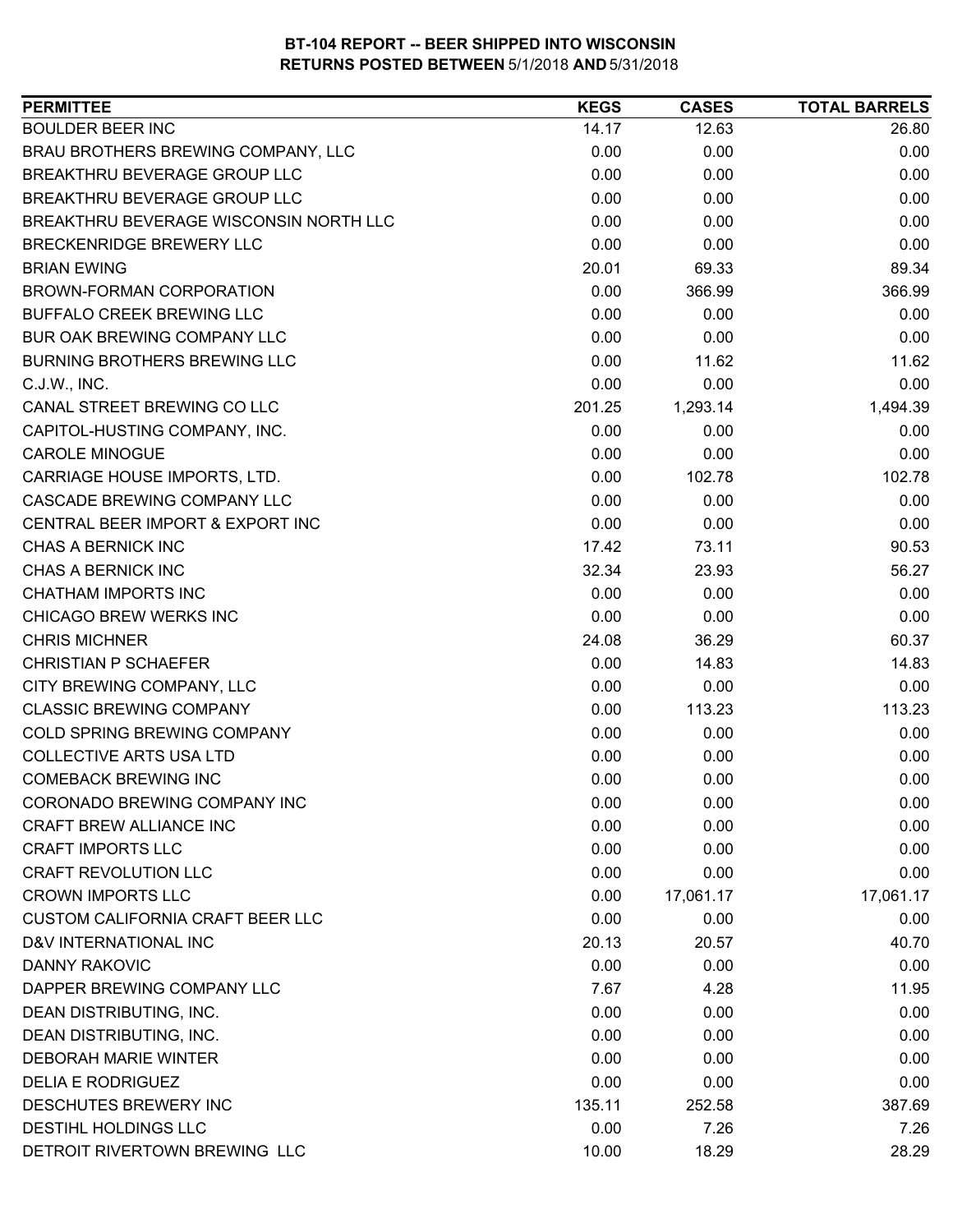# BT-104 REPORT -- BEER SHIPPED INTO WISCONSIN
## RETURNS POSTED BETWEEN 5/1/2018 AND 5/31/2018

| PERMITTEE | KEGS | CASES | TOTAL BARRELS |
|---|---|---|---|
| BOULDER BEER INC | 14.17 | 12.63 | 26.80 |
| BRAU BROTHERS BREWING COMPANY, LLC | 0.00 | 0.00 | 0.00 |
| BREAKTHRU BEVERAGE GROUP LLC | 0.00 | 0.00 | 0.00 |
| BREAKTHRU BEVERAGE GROUP LLC | 0.00 | 0.00 | 0.00 |
| BREAKTHRU BEVERAGE WISCONSIN NORTH LLC | 0.00 | 0.00 | 0.00 |
| BRECKENRIDGE BREWERY LLC | 0.00 | 0.00 | 0.00 |
| BRIAN EWING | 20.01 | 69.33 | 89.34 |
| BROWN-FORMAN CORPORATION | 0.00 | 366.99 | 366.99 |
| BUFFALO CREEK BREWING LLC | 0.00 | 0.00 | 0.00 |
| BUR OAK BREWING COMPANY LLC | 0.00 | 0.00 | 0.00 |
| BURNING BROTHERS BREWING LLC | 0.00 | 11.62 | 11.62 |
| C.J.W., INC. | 0.00 | 0.00 | 0.00 |
| CANAL STREET BREWING CO LLC | 201.25 | 1,293.14 | 1,494.39 |
| CAPITOL-HUSTING COMPANY, INC. | 0.00 | 0.00 | 0.00 |
| CAROLE MINOGUE | 0.00 | 0.00 | 0.00 |
| CARRIAGE HOUSE IMPORTS, LTD. | 0.00 | 102.78 | 102.78 |
| CASCADE BREWING COMPANY LLC | 0.00 | 0.00 | 0.00 |
| CENTRAL BEER IMPORT & EXPORT INC | 0.00 | 0.00 | 0.00 |
| CHAS A BERNICK INC | 17.42 | 73.11 | 90.53 |
| CHAS A BERNICK INC | 32.34 | 23.93 | 56.27 |
| CHATHAM IMPORTS INC | 0.00 | 0.00 | 0.00 |
| CHICAGO BREW WERKS INC | 0.00 | 0.00 | 0.00 |
| CHRIS MICHNER | 24.08 | 36.29 | 60.37 |
| CHRISTIAN P SCHAEFER | 0.00 | 14.83 | 14.83 |
| CITY BREWING COMPANY, LLC | 0.00 | 0.00 | 0.00 |
| CLASSIC BREWING COMPANY | 0.00 | 113.23 | 113.23 |
| COLD SPRING BREWING COMPANY | 0.00 | 0.00 | 0.00 |
| COLLECTIVE ARTS USA LTD | 0.00 | 0.00 | 0.00 |
| COMEBACK BREWING INC | 0.00 | 0.00 | 0.00 |
| CORONADO BREWING COMPANY INC | 0.00 | 0.00 | 0.00 |
| CRAFT BREW ALLIANCE INC | 0.00 | 0.00 | 0.00 |
| CRAFT IMPORTS LLC | 0.00 | 0.00 | 0.00 |
| CRAFT REVOLUTION LLC | 0.00 | 0.00 | 0.00 |
| CROWN IMPORTS LLC | 0.00 | 17,061.17 | 17,061.17 |
| CUSTOM CALIFORNIA CRAFT BEER LLC | 0.00 | 0.00 | 0.00 |
| D&V INTERNATIONAL INC | 20.13 | 20.57 | 40.70 |
| DANNY RAKOVIC | 0.00 | 0.00 | 0.00 |
| DAPPER BREWING COMPANY LLC | 7.67 | 4.28 | 11.95 |
| DEAN DISTRIBUTING, INC. | 0.00 | 0.00 | 0.00 |
| DEAN DISTRIBUTING, INC. | 0.00 | 0.00 | 0.00 |
| DEBORAH MARIE WINTER | 0.00 | 0.00 | 0.00 |
| DELIA E RODRIGUEZ | 0.00 | 0.00 | 0.00 |
| DESCHUTES BREWERY INC | 135.11 | 252.58 | 387.69 |
| DESTIHL HOLDINGS LLC | 0.00 | 7.26 | 7.26 |
| DETROIT RIVERTOWN BREWING LLC | 10.00 | 18.29 | 28.29 |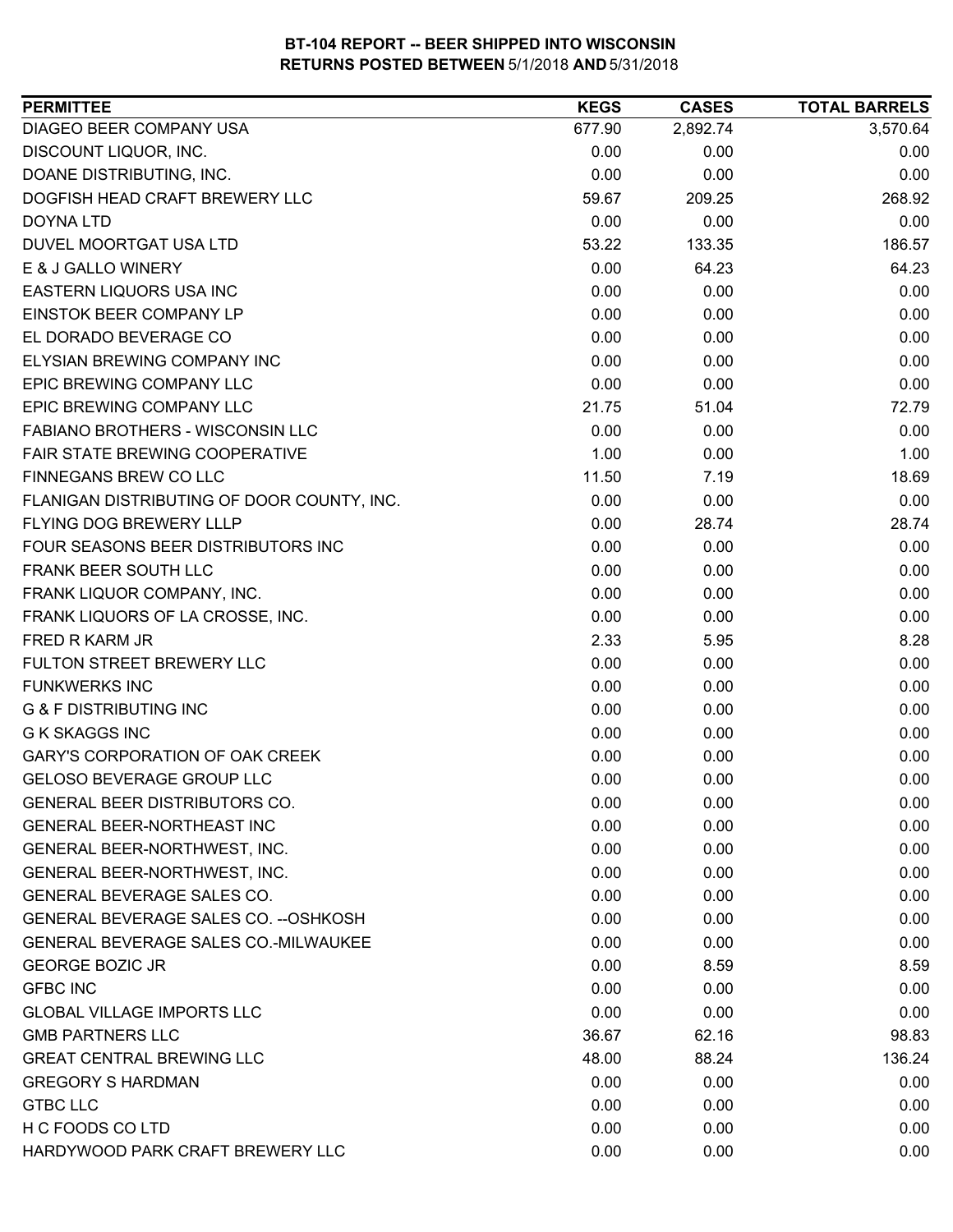**BT-104 REPORT -- BEER SHIPPED INTO WISCONSIN**
**RETURNS POSTED BETWEEN 5/1/2018 AND 5/31/2018**

| PERMITTEE | KEGS | CASES | TOTAL BARRELS |
|---|---|---|---|
| DIAGEO BEER COMPANY USA | 677.90 | 2,892.74 | 3,570.64 |
| DISCOUNT LIQUOR, INC. | 0.00 | 0.00 | 0.00 |
| DOANE DISTRIBUTING, INC. | 0.00 | 0.00 | 0.00 |
| DOGFISH HEAD CRAFT BREWERY LLC | 59.67 | 209.25 | 268.92 |
| DOYNA LTD | 0.00 | 0.00 | 0.00 |
| DUVEL MOORTGAT USA LTD | 53.22 | 133.35 | 186.57 |
| E & J GALLO WINERY | 0.00 | 64.23 | 64.23 |
| EASTERN LIQUORS USA INC | 0.00 | 0.00 | 0.00 |
| EINSTOK BEER COMPANY LP | 0.00 | 0.00 | 0.00 |
| EL DORADO BEVERAGE CO | 0.00 | 0.00 | 0.00 |
| ELYSIAN BREWING COMPANY INC | 0.00 | 0.00 | 0.00 |
| EPIC BREWING COMPANY LLC | 0.00 | 0.00 | 0.00 |
| EPIC BREWING COMPANY LLC | 21.75 | 51.04 | 72.79 |
| FABIANO BROTHERS - WISCONSIN LLC | 0.00 | 0.00 | 0.00 |
| FAIR STATE BREWING COOPERATIVE | 1.00 | 0.00 | 1.00 |
| FINNEGANS BREW CO LLC | 11.50 | 7.19 | 18.69 |
| FLANIGAN DISTRIBUTING OF DOOR COUNTY, INC. | 0.00 | 0.00 | 0.00 |
| FLYING DOG BREWERY LLLP | 0.00 | 28.74 | 28.74 |
| FOUR SEASONS BEER DISTRIBUTORS INC | 0.00 | 0.00 | 0.00 |
| FRANK BEER SOUTH LLC | 0.00 | 0.00 | 0.00 |
| FRANK LIQUOR COMPANY, INC. | 0.00 | 0.00 | 0.00 |
| FRANK LIQUORS OF LA CROSSE, INC. | 0.00 | 0.00 | 0.00 |
| FRED R KARM JR | 2.33 | 5.95 | 8.28 |
| FULTON STREET BREWERY LLC | 0.00 | 0.00 | 0.00 |
| FUNKWERKS INC | 0.00 | 0.00 | 0.00 |
| G & F DISTRIBUTING INC | 0.00 | 0.00 | 0.00 |
| G K SKAGGS INC | 0.00 | 0.00 | 0.00 |
| GARY'S CORPORATION OF OAK CREEK | 0.00 | 0.00 | 0.00 |
| GELOSO BEVERAGE GROUP LLC | 0.00 | 0.00 | 0.00 |
| GENERAL BEER DISTRIBUTORS CO. | 0.00 | 0.00 | 0.00 |
| GENERAL BEER-NORTHEAST INC | 0.00 | 0.00 | 0.00 |
| GENERAL BEER-NORTHWEST, INC. | 0.00 | 0.00 | 0.00 |
| GENERAL BEER-NORTHWEST, INC. | 0.00 | 0.00 | 0.00 |
| GENERAL BEVERAGE SALES CO. | 0.00 | 0.00 | 0.00 |
| GENERAL BEVERAGE SALES CO. --OSHKOSH | 0.00 | 0.00 | 0.00 |
| GENERAL BEVERAGE SALES CO.-MILWAUKEE | 0.00 | 0.00 | 0.00 |
| GEORGE BOZIC JR | 0.00 | 8.59 | 8.59 |
| GFBC INC | 0.00 | 0.00 | 0.00 |
| GLOBAL VILLAGE IMPORTS LLC | 0.00 | 0.00 | 0.00 |
| GMB PARTNERS LLC | 36.67 | 62.16 | 98.83 |
| GREAT CENTRAL BREWING LLC | 48.00 | 88.24 | 136.24 |
| GREGORY S HARDMAN | 0.00 | 0.00 | 0.00 |
| GTBC LLC | 0.00 | 0.00 | 0.00 |
| H C FOODS CO LTD | 0.00 | 0.00 | 0.00 |
| HARDYWOOD PARK CRAFT BREWERY LLC | 0.00 | 0.00 | 0.00 |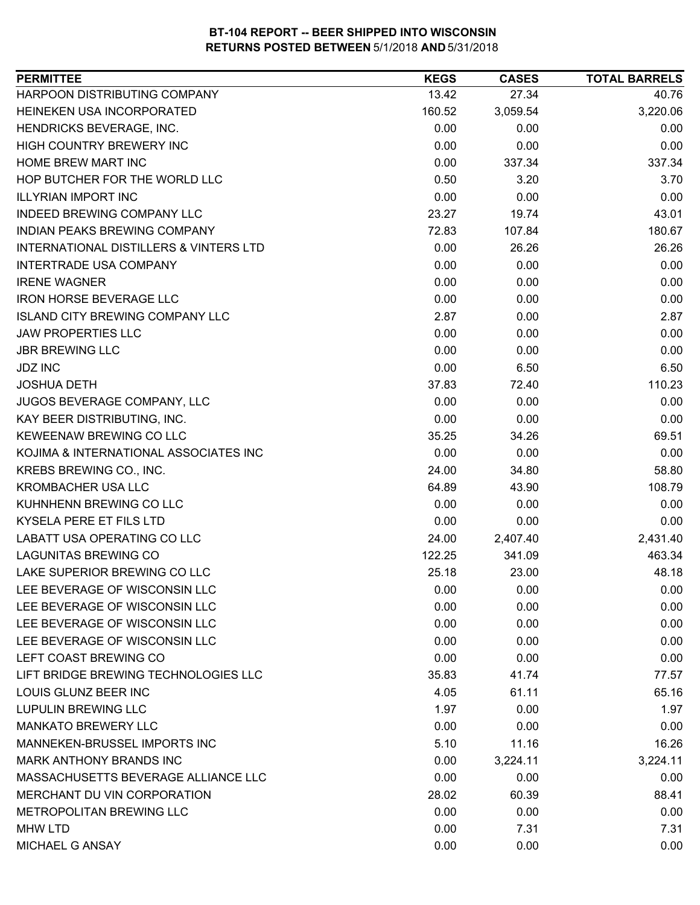**BT-104 REPORT -- BEER SHIPPED INTO WISCONSIN**
**RETURNS POSTED BETWEEN 5/1/2018 AND 5/31/2018**

| PERMITTEE | KEGS | CASES | TOTAL BARRELS |
|---|---|---|---|
| HARPOON DISTRIBUTING COMPANY | 13.42 | 27.34 | 40.76 |
| HEINEKEN USA INCORPORATED | 160.52 | 3,059.54 | 3,220.06 |
| HENDRICKS BEVERAGE, INC. | 0.00 | 0.00 | 0.00 |
| HIGH COUNTRY BREWERY INC | 0.00 | 0.00 | 0.00 |
| HOME BREW MART INC | 0.00 | 337.34 | 337.34 |
| HOP BUTCHER FOR THE WORLD LLC | 0.50 | 3.20 | 3.70 |
| ILLYRIAN IMPORT INC | 0.00 | 0.00 | 0.00 |
| INDEED BREWING COMPANY LLC | 23.27 | 19.74 | 43.01 |
| INDIAN PEAKS BREWING COMPANY | 72.83 | 107.84 | 180.67 |
| INTERNATIONAL DISTILLERS & VINTERS LTD | 0.00 | 26.26 | 26.26 |
| INTERTRADE USA COMPANY | 0.00 | 0.00 | 0.00 |
| IRENE WAGNER | 0.00 | 0.00 | 0.00 |
| IRON HORSE BEVERAGE LLC | 0.00 | 0.00 | 0.00 |
| ISLAND CITY BREWING COMPANY LLC | 2.87 | 0.00 | 2.87 |
| JAW PROPERTIES LLC | 0.00 | 0.00 | 0.00 |
| JBR BREWING LLC | 0.00 | 0.00 | 0.00 |
| JDZ INC | 0.00 | 6.50 | 6.50 |
| JOSHUA DETH | 37.83 | 72.40 | 110.23 |
| JUGOS BEVERAGE COMPANY, LLC | 0.00 | 0.00 | 0.00 |
| KAY BEER DISTRIBUTING, INC. | 0.00 | 0.00 | 0.00 |
| KEWEENAW BREWING CO LLC | 35.25 | 34.26 | 69.51 |
| KOJIMA & INTERNATIONAL ASSOCIATES INC | 0.00 | 0.00 | 0.00 |
| KREBS BREWING CO., INC. | 24.00 | 34.80 | 58.80 |
| KROMBACHER USA LLC | 64.89 | 43.90 | 108.79 |
| KUHNHENN BREWING CO LLC | 0.00 | 0.00 | 0.00 |
| KYSELA PERE ET FILS LTD | 0.00 | 0.00 | 0.00 |
| LABATT USA OPERATING CO LLC | 24.00 | 2,407.40 | 2,431.40 |
| LAGUNITAS BREWING CO | 122.25 | 341.09 | 463.34 |
| LAKE SUPERIOR BREWING CO LLC | 25.18 | 23.00 | 48.18 |
| LEE BEVERAGE OF WISCONSIN LLC | 0.00 | 0.00 | 0.00 |
| LEE BEVERAGE OF WISCONSIN LLC | 0.00 | 0.00 | 0.00 |
| LEE BEVERAGE OF WISCONSIN LLC | 0.00 | 0.00 | 0.00 |
| LEE BEVERAGE OF WISCONSIN LLC | 0.00 | 0.00 | 0.00 |
| LEFT COAST BREWING CO | 0.00 | 0.00 | 0.00 |
| LIFT BRIDGE BREWING TECHNOLOGIES LLC | 35.83 | 41.74 | 77.57 |
| LOUIS GLUNZ BEER INC | 4.05 | 61.11 | 65.16 |
| LUPULIN BREWING LLC | 1.97 | 0.00 | 1.97 |
| MANKATO BREWERY LLC | 0.00 | 0.00 | 0.00 |
| MANNEKEN-BRUSSEL IMPORTS INC | 5.10 | 11.16 | 16.26 |
| MARK ANTHONY BRANDS INC | 0.00 | 3,224.11 | 3,224.11 |
| MASSACHUSETTS BEVERAGE ALLIANCE LLC | 0.00 | 0.00 | 0.00 |
| MERCHANT DU VIN CORPORATION | 28.02 | 60.39 | 88.41 |
| METROPOLITAN BREWING LLC | 0.00 | 0.00 | 0.00 |
| MHW LTD | 0.00 | 7.31 | 7.31 |
| MICHAEL G ANSAY | 0.00 | 0.00 | 0.00 |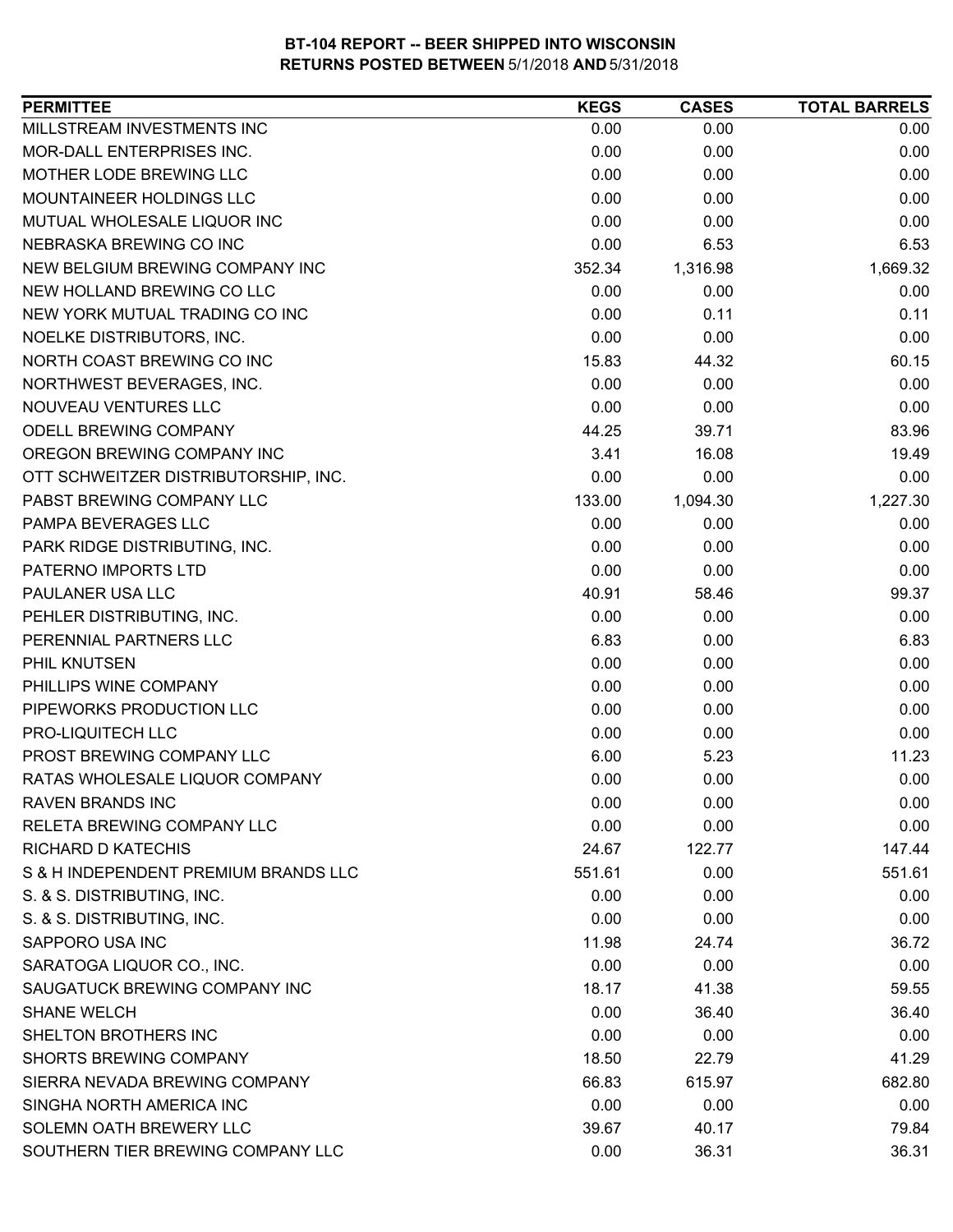# BT-104 REPORT -- BEER SHIPPED INTO WISCONSIN
## RETURNS POSTED BETWEEN 5/1/2018 AND 5/31/2018

| PERMITTEE | KEGS | CASES | TOTAL BARRELS |
|---|---|---|---|
| MILLSTREAM INVESTMENTS INC | 0.00 | 0.00 | 0.00 |
| MOR-DALL ENTERPRISES INC. | 0.00 | 0.00 | 0.00 |
| MOTHER LODE BREWING LLC | 0.00 | 0.00 | 0.00 |
| MOUNTAINEER HOLDINGS LLC | 0.00 | 0.00 | 0.00 |
| MUTUAL WHOLESALE LIQUOR INC | 0.00 | 0.00 | 0.00 |
| NEBRASKA BREWING CO INC | 0.00 | 6.53 | 6.53 |
| NEW BELGIUM BREWING COMPANY INC | 352.34 | 1,316.98 | 1,669.32 |
| NEW HOLLAND BREWING CO LLC | 0.00 | 0.00 | 0.00 |
| NEW YORK MUTUAL TRADING CO INC | 0.00 | 0.11 | 0.11 |
| NOELKE DISTRIBUTORS, INC. | 0.00 | 0.00 | 0.00 |
| NORTH COAST BREWING CO INC | 15.83 | 44.32 | 60.15 |
| NORTHWEST BEVERAGES, INC. | 0.00 | 0.00 | 0.00 |
| NOUVEAU VENTURES LLC | 0.00 | 0.00 | 0.00 |
| ODELL BREWING COMPANY | 44.25 | 39.71 | 83.96 |
| OREGON BREWING COMPANY INC | 3.41 | 16.08 | 19.49 |
| OTT SCHWEITZER DISTRIBUTORSHIP, INC. | 0.00 | 0.00 | 0.00 |
| PABST BREWING COMPANY LLC | 133.00 | 1,094.30 | 1,227.30 |
| PAMPA BEVERAGES LLC | 0.00 | 0.00 | 0.00 |
| PARK RIDGE DISTRIBUTING, INC. | 0.00 | 0.00 | 0.00 |
| PATERNO IMPORTS LTD | 0.00 | 0.00 | 0.00 |
| PAULANER USA LLC | 40.91 | 58.46 | 99.37 |
| PEHLER DISTRIBUTING, INC. | 0.00 | 0.00 | 0.00 |
| PERENNIAL PARTNERS LLC | 6.83 | 0.00 | 6.83 |
| PHIL KNUTSEN | 0.00 | 0.00 | 0.00 |
| PHILLIPS WINE COMPANY | 0.00 | 0.00 | 0.00 |
| PIPEWORKS PRODUCTION LLC | 0.00 | 0.00 | 0.00 |
| PRO-LIQUITECH LLC | 0.00 | 0.00 | 0.00 |
| PROST BREWING COMPANY LLC | 6.00 | 5.23 | 11.23 |
| RATAS WHOLESALE LIQUOR COMPANY | 0.00 | 0.00 | 0.00 |
| RAVEN BRANDS INC | 0.00 | 0.00 | 0.00 |
| RELETA BREWING COMPANY LLC | 0.00 | 0.00 | 0.00 |
| RICHARD D KATECHIS | 24.67 | 122.77 | 147.44 |
| S & H INDEPENDENT PREMIUM BRANDS LLC | 551.61 | 0.00 | 551.61 |
| S. & S. DISTRIBUTING, INC. | 0.00 | 0.00 | 0.00 |
| S. & S. DISTRIBUTING, INC. | 0.00 | 0.00 | 0.00 |
| SAPPORO USA INC | 11.98 | 24.74 | 36.72 |
| SARATOGA LIQUOR CO., INC. | 0.00 | 0.00 | 0.00 |
| SAUGATUCK BREWING COMPANY INC | 18.17 | 41.38 | 59.55 |
| SHANE WELCH | 0.00 | 36.40 | 36.40 |
| SHELTON BROTHERS INC | 0.00 | 0.00 | 0.00 |
| SHORTS BREWING COMPANY | 18.50 | 22.79 | 41.29 |
| SIERRA NEVADA BREWING COMPANY | 66.83 | 615.97 | 682.80 |
| SINGHA NORTH AMERICA INC | 0.00 | 0.00 | 0.00 |
| SOLEMN OATH BREWERY LLC | 39.67 | 40.17 | 79.84 |
| SOUTHERN TIER BREWING COMPANY LLC | 0.00 | 36.31 | 36.31 |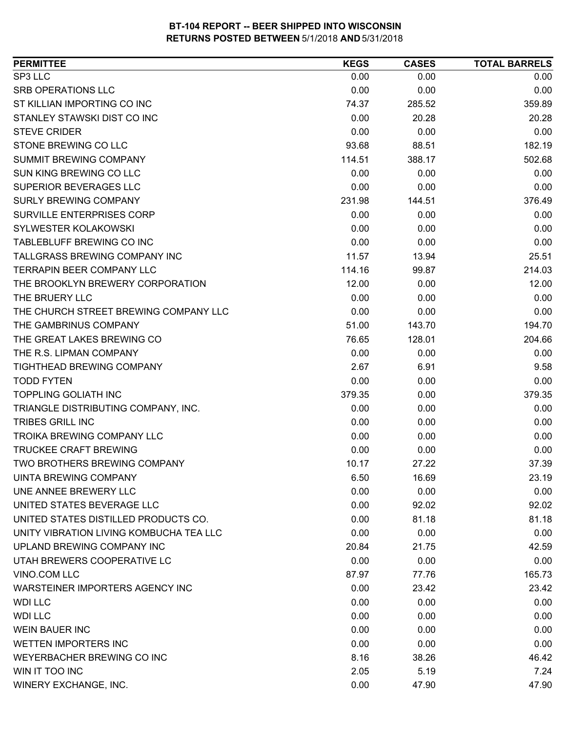**BT-104 REPORT -- BEER SHIPPED INTO WISCONSIN**
**RETURNS POSTED BETWEEN 5/1/2018 AND 5/31/2018**

| PERMITTEE | KEGS | CASES | TOTAL BARRELS |
|---|---|---|---|
| SP3 LLC | 0.00 | 0.00 | 0.00 |
| SRB OPERATIONS LLC | 0.00 | 0.00 | 0.00 |
| ST KILLIAN IMPORTING CO INC | 74.37 | 285.52 | 359.89 |
| STANLEY STAWSKI DIST CO INC | 0.00 | 20.28 | 20.28 |
| STEVE CRIDER | 0.00 | 0.00 | 0.00 |
| STONE BREWING CO LLC | 93.68 | 88.51 | 182.19 |
| SUMMIT BREWING COMPANY | 114.51 | 388.17 | 502.68 |
| SUN KING BREWING CO LLC | 0.00 | 0.00 | 0.00 |
| SUPERIOR BEVERAGES LLC | 0.00 | 0.00 | 0.00 |
| SURLY BREWING COMPANY | 231.98 | 144.51 | 376.49 |
| SURVILLE ENTERPRISES CORP | 0.00 | 0.00 | 0.00 |
| SYLWESTER KOLAKOWSKI | 0.00 | 0.00 | 0.00 |
| TABLEBLUFF BREWING CO INC | 0.00 | 0.00 | 0.00 |
| TALLGRASS BREWING COMPANY INC | 11.57 | 13.94 | 25.51 |
| TERRAPIN BEER COMPANY LLC | 114.16 | 99.87 | 214.03 |
| THE BROOKLYN BREWERY CORPORATION | 12.00 | 0.00 | 12.00 |
| THE BRUERY LLC | 0.00 | 0.00 | 0.00 |
| THE CHURCH STREET BREWING COMPANY LLC | 0.00 | 0.00 | 0.00 |
| THE GAMBRINUS COMPANY | 51.00 | 143.70 | 194.70 |
| THE GREAT LAKES BREWING CO | 76.65 | 128.01 | 204.66 |
| THE R.S. LIPMAN COMPANY | 0.00 | 0.00 | 0.00 |
| TIGHTHEAD BREWING COMPANY | 2.67 | 6.91 | 9.58 |
| TODD FYTEN | 0.00 | 0.00 | 0.00 |
| TOPPLING GOLIATH INC | 379.35 | 0.00 | 379.35 |
| TRIANGLE DISTRIBUTING COMPANY, INC. | 0.00 | 0.00 | 0.00 |
| TRIBES GRILL INC | 0.00 | 0.00 | 0.00 |
| TROIKA BREWING COMPANY LLC | 0.00 | 0.00 | 0.00 |
| TRUCKEE CRAFT BREWING | 0.00 | 0.00 | 0.00 |
| TWO BROTHERS BREWING COMPANY | 10.17 | 27.22 | 37.39 |
| UINTA BREWING COMPANY | 6.50 | 16.69 | 23.19 |
| UNE ANNEE BREWERY LLC | 0.00 | 0.00 | 0.00 |
| UNITED STATES BEVERAGE LLC | 0.00 | 92.02 | 92.02 |
| UNITED STATES DISTILLED PRODUCTS CO. | 0.00 | 81.18 | 81.18 |
| UNITY VIBRATION LIVING KOMBUCHA TEA LLC | 0.00 | 0.00 | 0.00 |
| UPLAND BREWING COMPANY INC | 20.84 | 21.75 | 42.59 |
| UTAH BREWERS COOPERATIVE LC | 0.00 | 0.00 | 0.00 |
| VINO.COM LLC | 87.97 | 77.76 | 165.73 |
| WARSTEINER IMPORTERS AGENCY INC | 0.00 | 23.42 | 23.42 |
| WDI LLC | 0.00 | 0.00 | 0.00 |
| WDI LLC | 0.00 | 0.00 | 0.00 |
| WEIN BAUER INC | 0.00 | 0.00 | 0.00 |
| WETTEN IMPORTERS INC | 0.00 | 0.00 | 0.00 |
| WEYERBACHER BREWING CO INC | 8.16 | 38.26 | 46.42 |
| WIN IT TOO INC | 2.05 | 5.19 | 7.24 |
| WINERY EXCHANGE, INC. | 0.00 | 47.90 | 47.90 |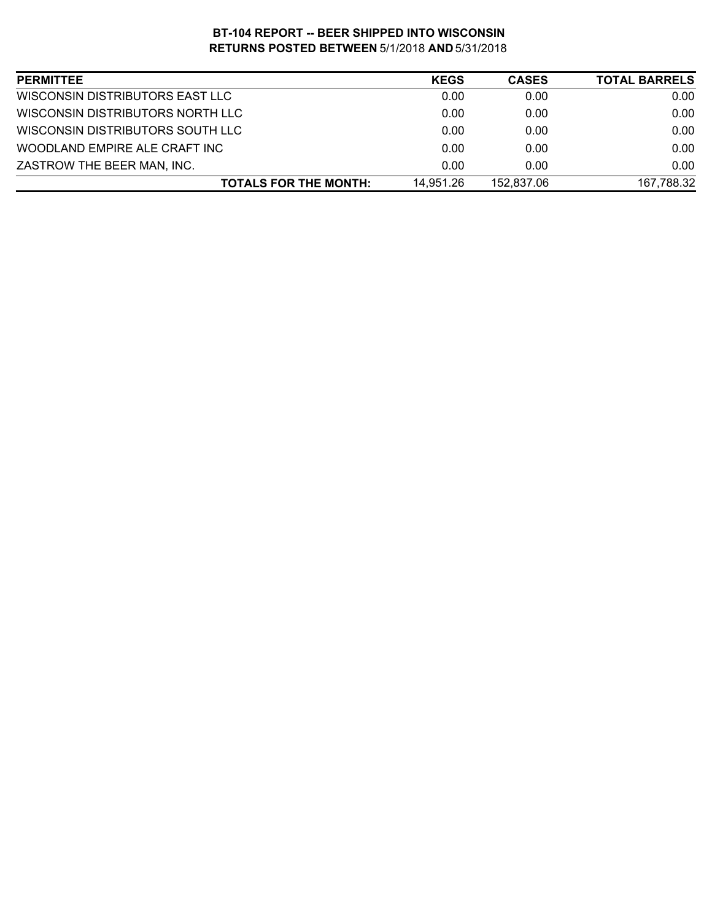**BT-104 REPORT -- BEER SHIPPED INTO WISCONSIN**
**RETURNS POSTED BETWEEN** 5/1/2018 **AND** 5/31/2018

| PERMITTEE | KEGS | CASES | TOTAL BARRELS |
|---|---|---|---|
| WISCONSIN DISTRIBUTORS EAST LLC | 0.00 | 0.00 | 0.00 |
| WISCONSIN DISTRIBUTORS NORTH LLC | 0.00 | 0.00 | 0.00 |
| WISCONSIN DISTRIBUTORS SOUTH LLC | 0.00 | 0.00 | 0.00 |
| WOODLAND EMPIRE ALE CRAFT INC | 0.00 | 0.00 | 0.00 |
| ZASTROW THE BEER MAN, INC. | 0.00 | 0.00 | 0.00 |
| **TOTALS FOR THE MONTH:** | 14,951.26 | 152,837.06 | 167,788.32 |